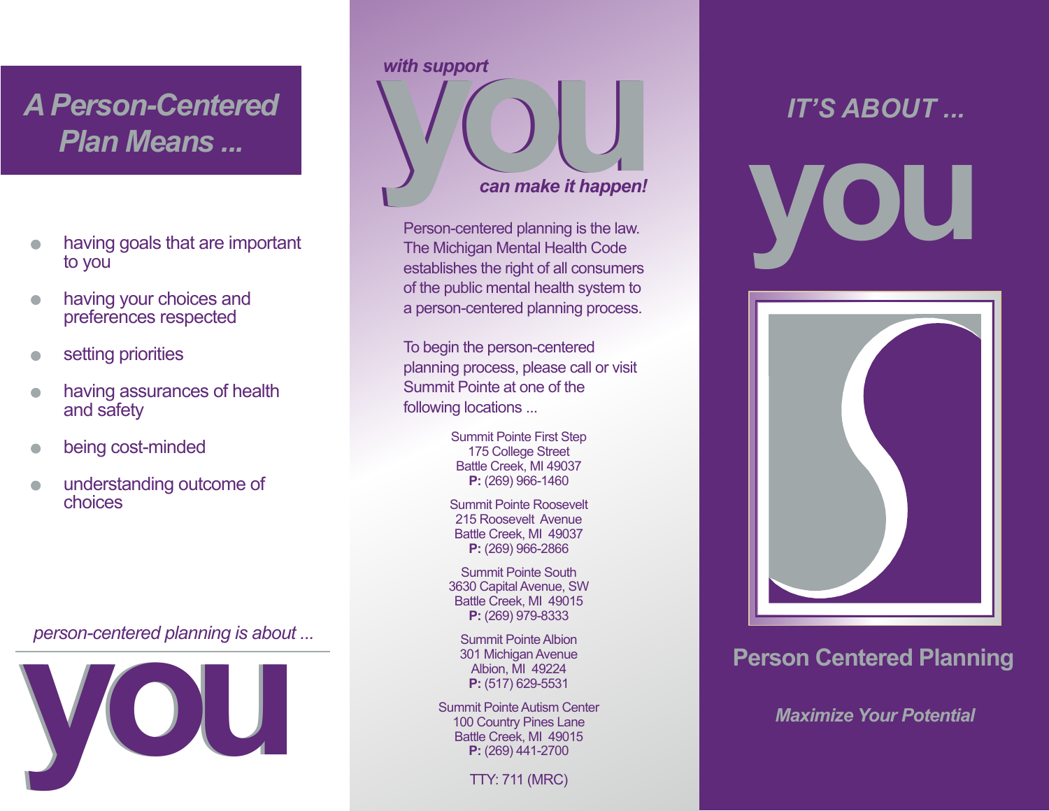## A Person-Centered Plan Means ...

- having goals that are important to you
- having your choices and preferences respected
- setting priorities
- having assurances of health and safety
- being cost-minded
- understanding outcome of choices

*person-centered planning is about ...*

# you

*with support*

# you

*can make it happen!*

Person-centered planning is the law. The Michigan Mental Health Code establishes the right of all consumers of the public mental health system to a person-centered planning process.

To begin the person-centered planning process, please call or visit Summit Pointe at one of the following locations ...

Summit Pointe First Step
175 College Street
Battle Creek, MI 49037
**P:** (269) 966-1460

Summit Pointe Roosevelt
215 Roosevelt Avenue
Battle Creek, MI 49037
**P:** (269) 966-2866

Summit Pointe South
3630 Capital Avenue, SW
Battle Creek, MI 49015
**P:** (269) 979-8333

Summit Pointe Albion
301 Michigan Avenue
Albion, MI 49224
**P:** (517) 629-5531

Summit Pointe Autism Center
100 Country Pines Lane
Battle Creek, MI 49015
**P:** (269) 441-2700

TTY: 711 (MRC)

## IT'S ABOUT ...

# you

## Person Centered Planning

*Maximize Your Potential*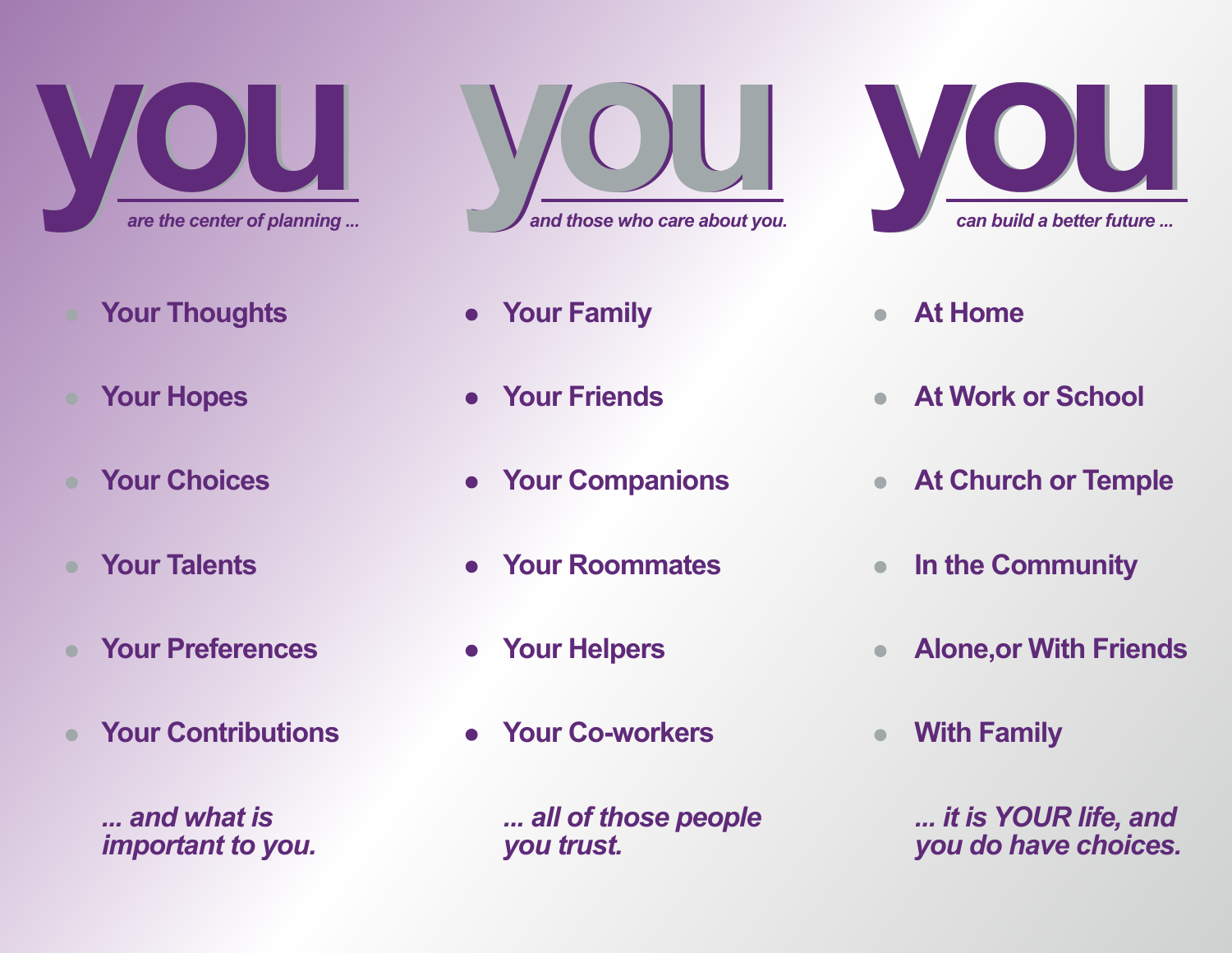# you

*are the center of planning ...*

- Your Thoughts
- Your Hopes
- Your Choices
- Your Talents
- Your Preferences
- Your Contributions

*... and what is important to you.*

# you

*and those who care about you.*

- Your Family
- Your Friends
- Your Companions
- Your Roommates
- Your Helpers
- Your Co-workers

*... all of those people you trust.*

# you

*can build a better future ...*

- At Home
- At Work or School
- At Church or Temple
- In the Community
- Alone,or With Friends
- With Family

*... it is YOUR life, and you do have choices.*